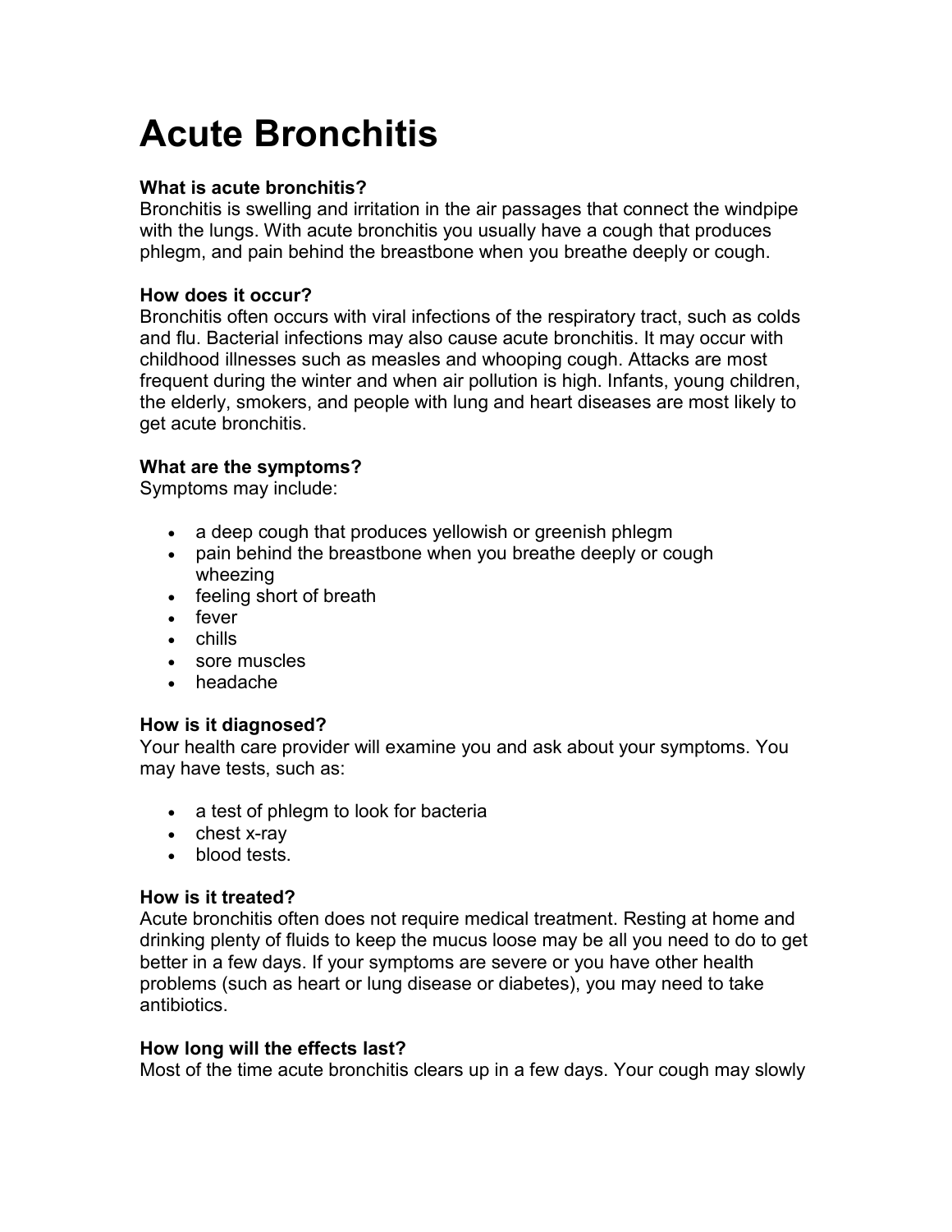# Acute Bronchitis

**What is acute bronchitis?**
Bronchitis is swelling and irritation in the air passages that connect the windpipe with the lungs. With acute bronchitis you usually have a cough that produces phlegm, and pain behind the breastbone when you breathe deeply or cough.

**How does it occur?**
Bronchitis often occurs with viral infections of the respiratory tract, such as colds and flu. Bacterial infections may also cause acute bronchitis. It may occur with childhood illnesses such as measles and whooping cough. Attacks are most frequent during the winter and when air pollution is high. Infants, young children, the elderly, smokers, and people with lung and heart diseases are most likely to get acute bronchitis.

**What are the symptoms?**
Symptoms may include:

- a deep cough that produces yellowish or greenish phlegm
- pain behind the breastbone when you breathe deeply or cough wheezing
- feeling short of breath
- fever
- chills
- sore muscles
- headache

**How is it diagnosed?**
Your health care provider will examine you and ask about your symptoms. You may have tests, such as:

- a test of phlegm to look for bacteria
- chest x-ray
- blood tests.

**How is it treated?**
Acute bronchitis often does not require medical treatment. Resting at home and drinking plenty of fluids to keep the mucus loose may be all you need to do to get better in a few days. If your symptoms are severe or you have other health problems (such as heart or lung disease or diabetes), you may need to take antibiotics.

**How long will the effects last?**
Most of the time acute bronchitis clears up in a few days. Your cough may slowly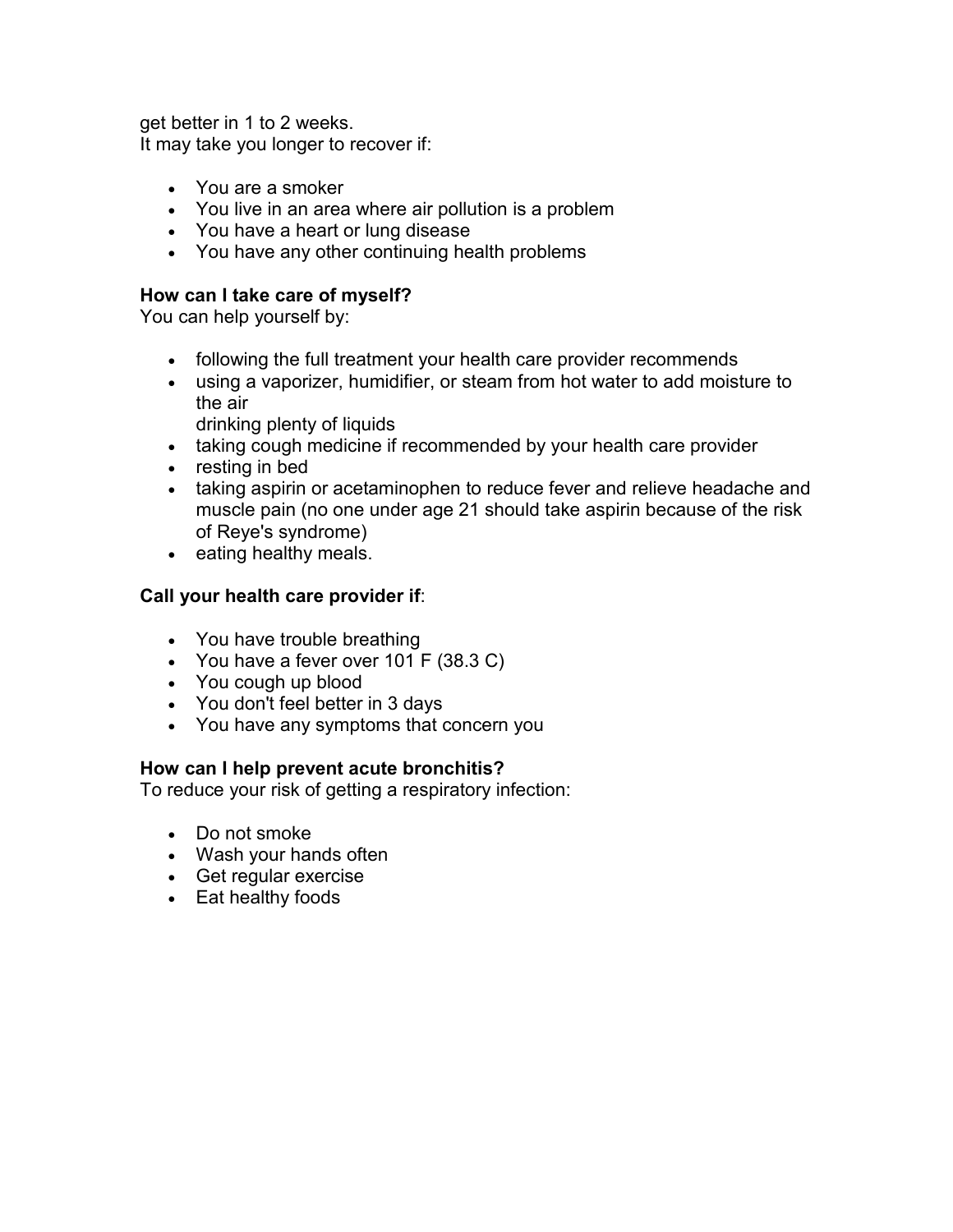get better in 1 to 2 weeks.
It may take you longer to recover if:

- You are a smoker
- You live in an area where air pollution is a problem
- You have a heart or lung disease
- You have any other continuing health problems

**How can I take care of myself?**
You can help yourself by:

- following the full treatment your health care provider recommends
- using a vaporizer, humidifier, or steam from hot water to add moisture to the air
  drinking plenty of liquids
- taking cough medicine if recommended by your health care provider
- resting in bed
- taking aspirin or acetaminophen to reduce fever and relieve headache and muscle pain (no one under age 21 should take aspirin because of the risk of Reye's syndrome)
- eating healthy meals.

**Call your health care provider if**:

- You have trouble breathing
- You have a fever over 101 F (38.3 C)
- You cough up blood
- You don't feel better in 3 days
- You have any symptoms that concern you

**How can I help prevent acute bronchitis?**
To reduce your risk of getting a respiratory infection:

- Do not smoke
- Wash your hands often
- Get regular exercise
- Eat healthy foods